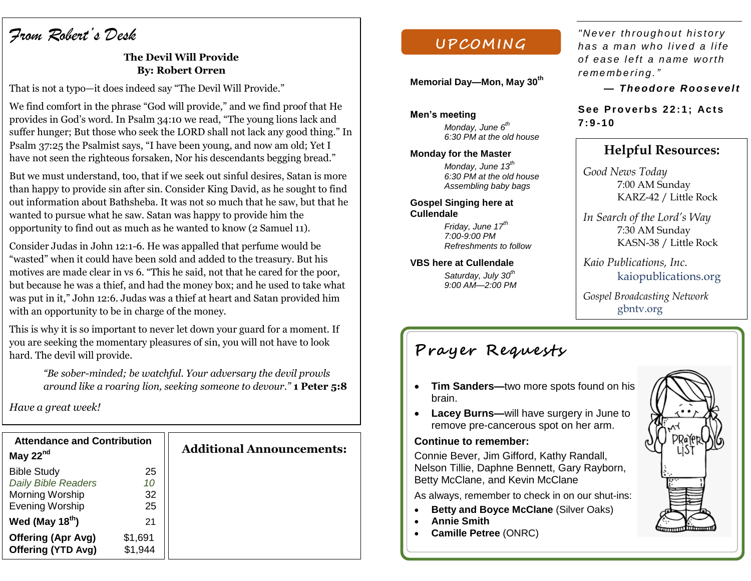## From Robert's Desk

**The Devil Will Provide**
**By: Robert Orren**

That is not a typo—it does indeed say "The Devil Will Provide."

We find comfort in the phrase "God will provide," and we find proof that He provides in God's word. In Psalm 34:10 we read, "The young lions lack and suffer hunger; But those who seek the LORD shall not lack any good thing." In Psalm 37:25 the Psalmist says, "I have been young, and now am old; Yet I have not seen the righteous forsaken, Nor his descendants begging bread."

But we must understand, too, that if we seek out sinful desires, Satan is more than happy to provide sin after sin. Consider King David, as he sought to find out information about Bathsheba. It was not so much that he saw, but that he wanted to pursue what he saw. Satan was happy to provide him the opportunity to find out as much as he wanted to know (2 Samuel 11).

Consider Judas in John 12:1-6. He was appalled that perfume would be "wasted" when it could have been sold and added to the treasury. But his motives are made clear in vs 6. "This he said, not that he cared for the poor, but because he was a thief, and had the money box; and he used to take what was put in it," John 12:6. Judas was a thief at heart and Satan provided him with an opportunity to be in charge of the money.

This is why it is so important to never let down your guard for a moment. If you are seeking the momentary pleasures of sin, you will not have to look hard. The devil will provide.

> *"Be sober-minded; be watchful. Your adversary the devil prowls around like a roaring lion, seeking someone to devour."* **1 Peter 5:8**

*Have a great week!*

### Attendance and Contribution

**May 22nd**

| | |
|---|---|
| Bible Study | 25 |
| *Daily Bible Readers* | *10* |
| Morning Worship | 32 |
| Evening Worship | 25 |
| **Wed (May 18th)** | 21 |
| **Offering (Apr Avg)** | $1,691 |
| **Offering (YTD Avg)** | $1,944 |

### Additional Announcements:

## UPCOMING

**Memorial Day—Mon, May 30th**

**Men's meeting**
*Monday, June 6th*
*6:30 PM at the old house*

**Monday for the Master**
*Monday, June 13th*
*6:30 PM at the old house*
*Assembling baby bags*

**Gospel Singing here at Cullendale**
*Friday, June 17th*
*7:00-9:00 PM*
*Refreshments to follow*

**VBS here at Cullendale**
*Saturday, July 30th*
*9:00 AM—2:00 PM*

"Never throughout history has a man who lived a life of ease left a name worth remembering."

— ***Theodore Roosevelt***

**See Proverbs 22:1; Acts 7:9-10**

### Helpful Resources:

*Good News Today*
7:00 AM Sunday
KARZ-42 / Little Rock

*In Search of the Lord's Way*
7:30 AM Sunday
KASN-38 / Little Rock

*Kaio Publications, Inc.*
kaiopublications.org

*Gospel Broadcasting Network*
gbntv.org

## Prayer Requests

- **Tim Sanders—**two more spots found on his brain.
- **Lacey Burns—**will have surgery in June to remove pre-cancerous spot on her arm.

**Continue to remember:**

Connie Bever, Jim Gifford, Kathy Randall, Nelson Tillie, Daphne Bennett, Gary Rayborn, Betty McClane, and Kevin McClane

As always, remember to check in on our shut-ins:

- **Betty and Boyce McClane** (Silver Oaks)
- **Annie Smith**
- **Camille Petree** (ONRC)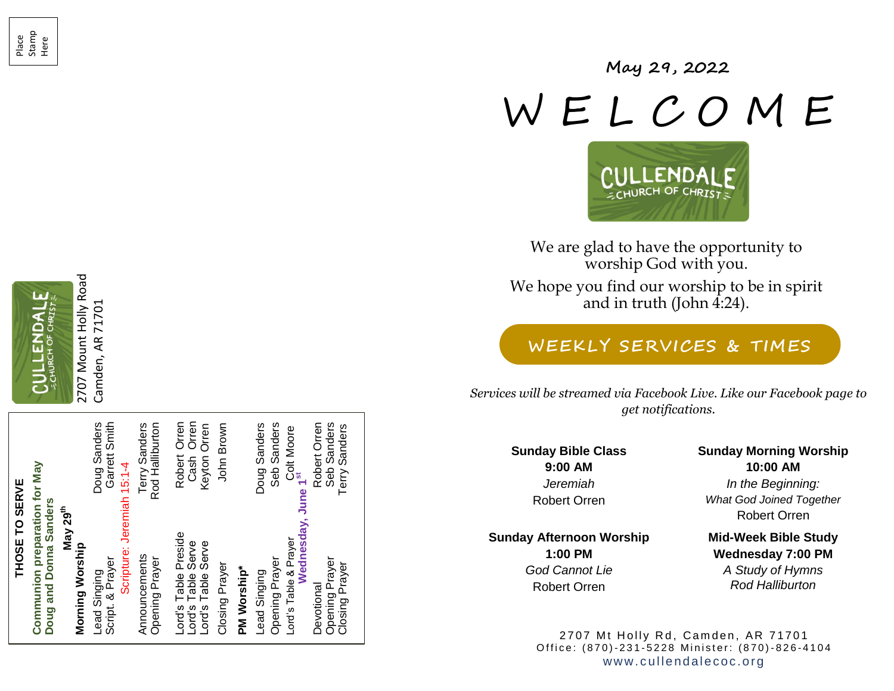Place Stamp Here

2707 Mount Holly Road
Camden, AR 71701

## THOSE TO SERVE

**Communion preparation for May**
**Doug and Donna Sanders**

**May 29th**

**Morning Worship**

| | |
|---|---|
| Lead Singing | Doug Sanders |
| Script. & Prayer | Garrett Smith |

Scripture: Jeremiah 15:1-4

| | |
|---|---|
| Announcements | Terry Sanders |
| Opening Prayer | Rod Halliburton |
| Lord's Table Preside | Robert Orren |
| Lord's Table Serve | Cash Orren |
| Lord's Table Serve | Keyton Orren |
| Closing Prayer | John Brown |

**PM Worship***

| | |
|---|---|
| Lead Singing | Doug Sanders |
| Opening Prayer | Seb Sanders |
| Lord's Table & Prayer | Colt Moore |

**Wednesday, June 1st**

| | |
|---|---|
| Devotional | Robert Orren |
| Opening Prayer | Seb Sanders |
| Closing Prayer | Terry Sanders |

May 29, 2022

# WELCOME

CULLENDALE CHURCH OF CHRIST

We are glad to have the opportunity to worship God with you.

We hope you find our worship to be in spirit and in truth (John 4:24).

## WEEKLY SERVICES & TIMES

*Services will be streamed via Facebook Live. Like our Facebook page to get notifications.*

**Sunday Bible Class**
**9:00 AM**
*Jeremiah*
Robert Orren

**Sunday Morning Worship**
**10:00 AM**
*In the Beginning:*
*What God Joined Together*
Robert Orren

**Sunday Afternoon Worship**
**1:00 PM**
*God Cannot Lie*
Robert Orren

**Mid-Week Bible Study**
**Wednesday 7:00 PM**
*A Study of Hymns*
*Rod Halliburton*

2707 Mt Holly Rd, Camden, AR 71701
Office: (870)-231-5228 Minister: (870)-826-4104
www.cullendalecoc.org